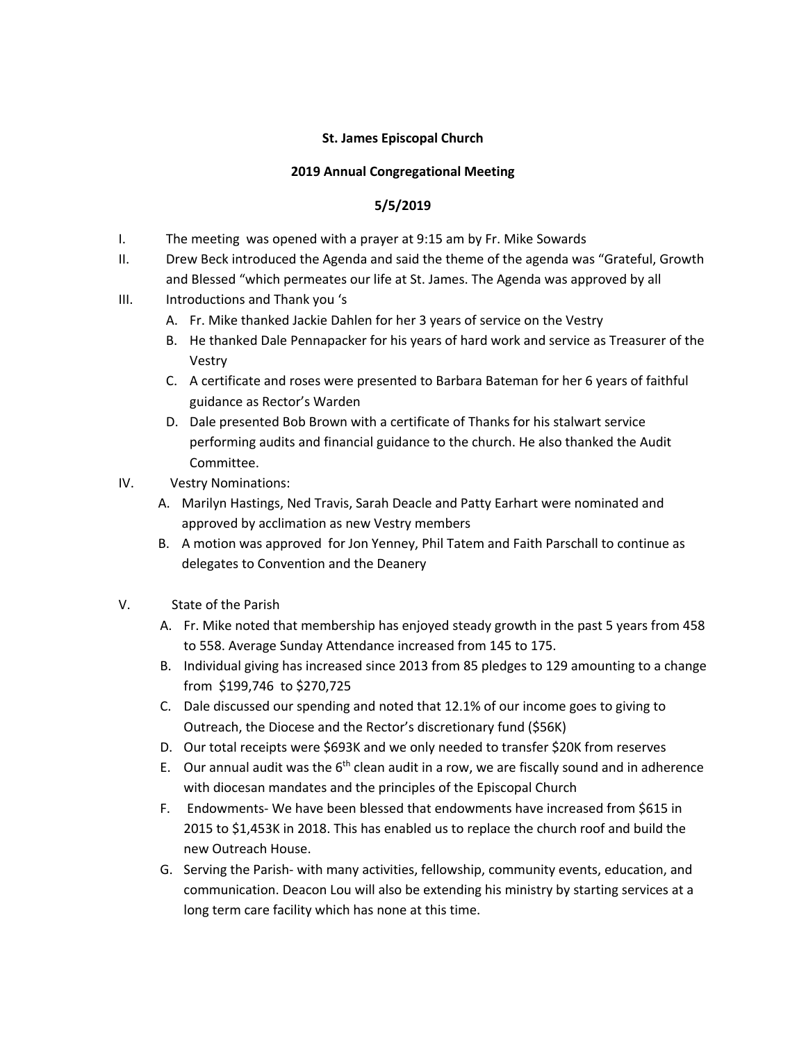**St. James Episcopal Church**

**2019 Annual Congregational Meeting**

**5/5/2019**

I. The meeting was opened with a prayer at 9:15 am by Fr. Mike Sowards

II. Drew Beck introduced the Agenda and said the theme of the agenda was "Grateful, Growth and Blessed "which permeates our life at St. James. The Agenda was approved by all

III. Introductions and Thank you 's

   A. Fr. Mike thanked Jackie Dahlen for her 3 years of service on the Vestry
   B. He thanked Dale Pennapacker for his years of hard work and service as Treasurer of the Vestry
   C. A certificate and roses were presented to Barbara Bateman for her 6 years of faithful guidance as Rector's Warden
   D. Dale presented Bob Brown with a certificate of Thanks for his stalwart service performing audits and financial guidance to the church. He also thanked the Audit Committee.

IV. Vestry Nominations:

   A. Marilyn Hastings, Ned Travis, Sarah Deacle and Patty Earhart were nominated and approved by acclimation as new Vestry members
   B. A motion was approved for Jon Yenney, Phil Tatem and Faith Parschall to continue as delegates to Convention and the Deanery

V. State of the Parish

   A. Fr. Mike noted that membership has enjoyed steady growth in the past 5 years from 458 to 558. Average Sunday Attendance increased from 145 to 175.
   B. Individual giving has increased since 2013 from 85 pledges to 129 amounting to a change from $199,746 to $270,725
   C. Dale discussed our spending and noted that 12.1% of our income goes to giving to Outreach, the Diocese and the Rector's discretionary fund ($56K)
   D. Our total receipts were $693K and we only needed to transfer $20K from reserves
   E. Our annual audit was the 6th clean audit in a row, we are fiscally sound and in adherence with diocesan mandates and the principles of the Episcopal Church
   F. Endowments- We have been blessed that endowments have increased from $615 in 2015 to $1,453K in 2018. This has enabled us to replace the church roof and build the new Outreach House.
   G. Serving the Parish- with many activities, fellowship, community events, education, and communication. Deacon Lou will also be extending his ministry by starting services at a long term care facility which has none at this time.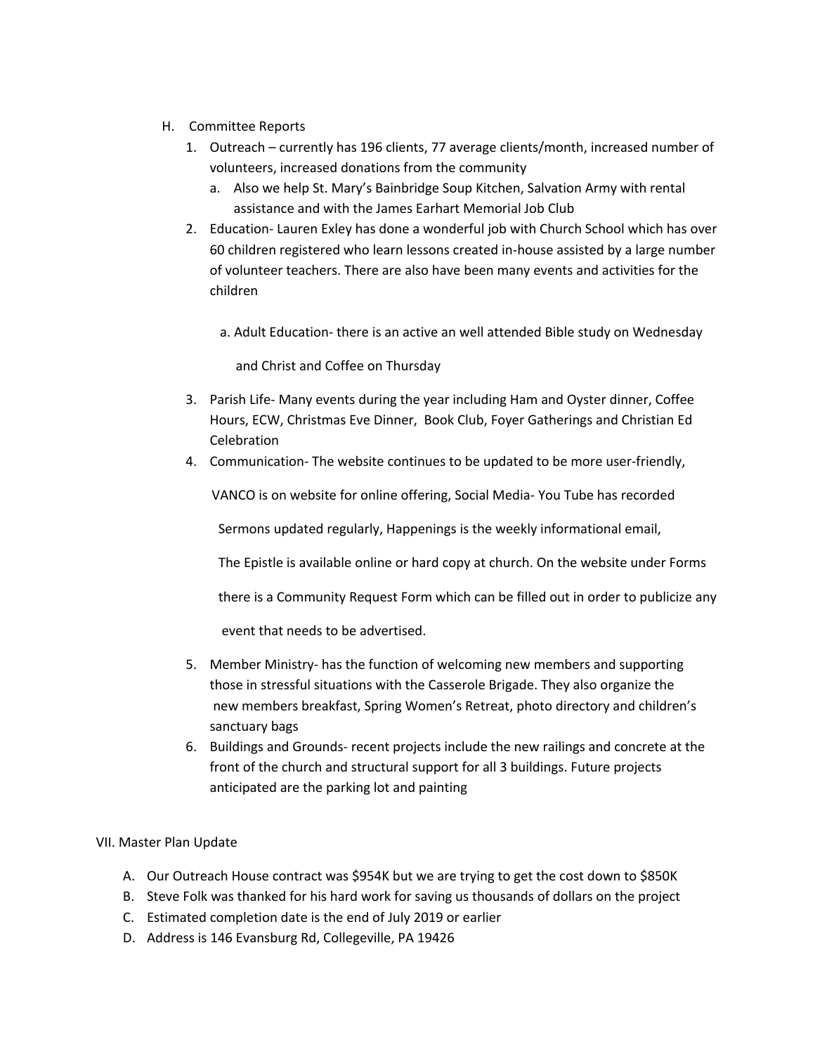H. Committee Reports

1. Outreach – currently has 196 clients, 77 average clients/month, increased number of volunteers, increased donations from the community
   a. Also we help St. Mary's Bainbridge Soup Kitchen, Salvation Army with rental assistance and with the James Earhart Memorial Job Club
2. Education- Lauren Exley has done a wonderful job with Church School which has over 60 children registered who learn lessons created in-house assisted by a large number of volunteer teachers. There are also have been many events and activities for the children

   a. Adult Education- there is an active an well attended Bible study on Wednesday and Christ and Coffee on Thursday
3. Parish Life- Many events during the year including Ham and Oyster dinner, Coffee Hours, ECW, Christmas Eve Dinner, Book Club, Foyer Gatherings and Christian Ed Celebration
4. Communication- The website continues to be updated to be more user-friendly, VANCO is on website for online offering, Social Media- You Tube has recorded Sermons updated regularly, Happenings is the weekly informational email, The Epistle is available online or hard copy at church. On the website under Forms there is a Community Request Form which can be filled out in order to publicize any event that needs to be advertised.
5. Member Ministry- has the function of welcoming new members and supporting those in stressful situations with the Casserole Brigade. They also organize the new members breakfast, Spring Women's Retreat, photo directory and children's sanctuary bags
6. Buildings and Grounds- recent projects include the new railings and concrete at the front of the church and structural support for all 3 buildings. Future projects anticipated are the parking lot and painting

VII. Master Plan Update

A. Our Outreach House contract was $954K but we are trying to get the cost down to $850K
B. Steve Folk was thanked for his hard work for saving us thousands of dollars on the project
C. Estimated completion date is the end of July 2019 or earlier
D. Address is 146 Evansburg Rd, Collegeville, PA 19426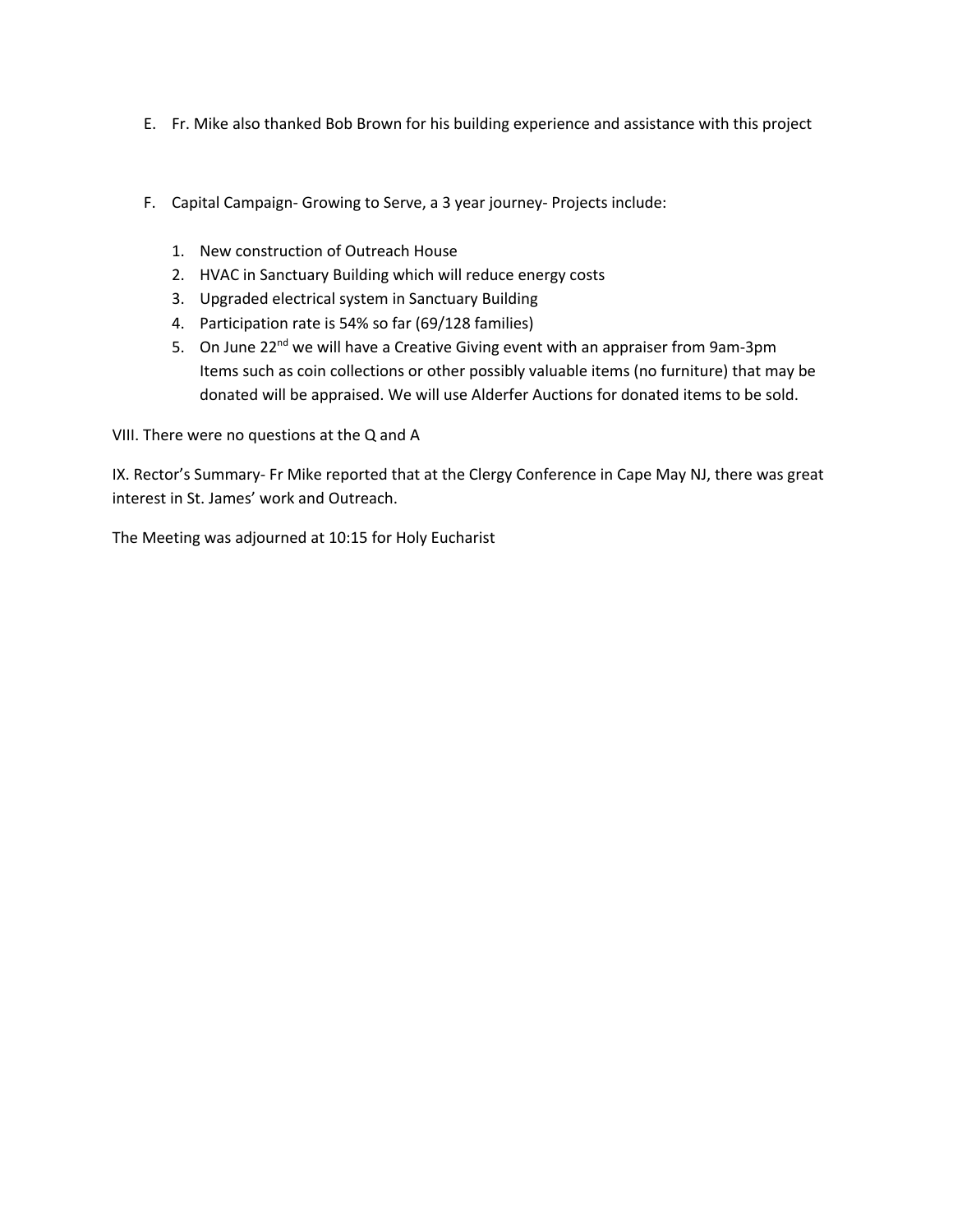E. Fr. Mike also thanked Bob Brown for his building experience and assistance with this project

F. Capital Campaign- Growing to Serve, a 3 year journey- Projects include:

1. New construction of Outreach House
2. HVAC in Sanctuary Building which will reduce energy costs
3. Upgraded electrical system in Sanctuary Building
4. Participation rate is 54% so far (69/128 families)
5. On June 22nd we will have a Creative Giving event with an appraiser from 9am-3pm Items such as coin collections or other possibly valuable items (no furniture) that may be donated will be appraised. We will use Alderfer Auctions for donated items to be sold.

VIII. There were no questions at the Q and A

IX. Rector's Summary- Fr Mike reported that at the Clergy Conference in Cape May NJ, there was great interest in St. James' work and Outreach.

The Meeting was adjourned at 10:15 for Holy Eucharist